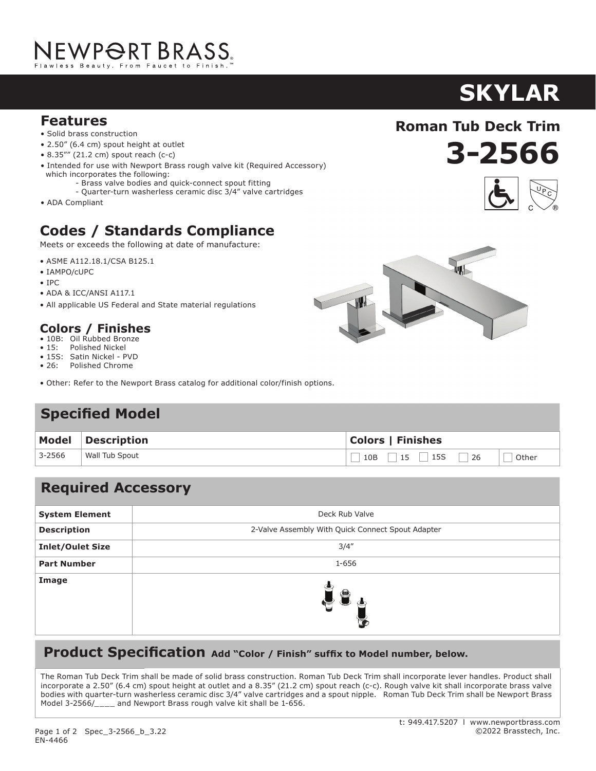NEWPORT BRASS

Flawless Beauty. From Faucet to Finish.™

# SKYLAR

## Roman Tub Deck Trim

# 3-2566

## Features

- Solid brass construction
- 2.50" (6.4 cm) spout height at outlet
- 8.35"" (21.2 cm) spout reach (c-c)
- Intended for use with Newport Brass rough valve kit (Required Accessory) which incorporates the following:
  - Brass valve bodies and quick-connect spout fitting
  - Quarter-turn washerless ceramic disc 3/4" valve cartridges
- ADA Compliant

## Codes / Standards Compliance

Meets or exceeds the following at date of manufacture:

- ASME A112.18.1/CSA B125.1
- IAMPO/cUPC
- IPC
- ADA & ICC/ANSI A117.1
- All applicable US Federal and State material regulations

### Colors / Finishes

- 10B: Oil Rubbed Bronze
- 15: Polished Nickel
- 15S: Satin Nickel - PVD
- 26: Polished Chrome

- Other: Refer to the Newport Brass catalog for additional color/finish options.

## Specified Model

| Model | Description | Colors \| Finishes | |
|---|---|---|---|
| 3-2566 | Wall Tub Spout | ☐ 10B ☐ 15 ☐ 15S ☐ 26 | ☐ Other |

## Required Accessory

| | |
|---|---|
| **System Element** | Deck Rub Valve |
| **Description** | 2-Valve Assembly With Quick Connect Spout Adapter |
| **Inlet/Oulet Size** | 3/4" |
| **Part Number** | 1-656 |
| **Image** | |

## Product Specification **Add "Color / Finish" suffix to Model number, below.**

The Roman Tub Deck Trim shall be made of solid brass construction. Roman Tub Deck Trim shall incorporate lever handles. Product shall incorporate a 2.50" (6.4 cm) spout height at outlet and a 8.35" (21.2 cm) spout reach (c-c). Rough valve kit shall incorporate brass valve bodies with quarter-turn washerless ceramic disc 3/4" valve cartridges and a spout nipple. Roman Tub Deck Trim shall be Newport Brass Model 3-2566/____ and Newport Brass rough valve kit shall be 1-656.

t: 949.417.5207 l www.newportbrass.com
©2022 Brasstech, Inc.

Spec_3-2566_b_3.22
EN-4466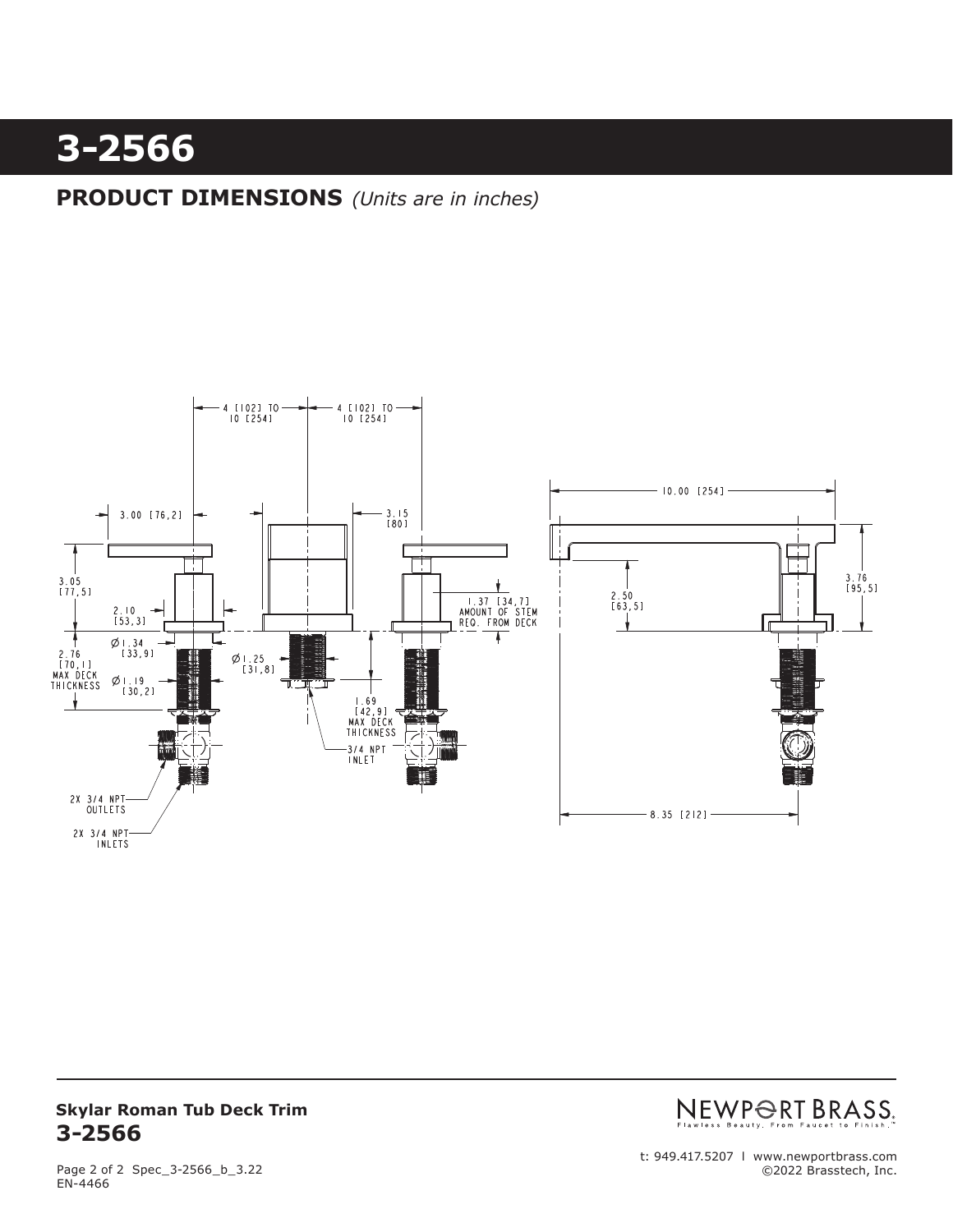# 3-2566

## PRODUCT DIMENSIONS *(Units are in inches)*

4 [102] TO 10 [254]
4 [102] TO 10 [254]
3.00 [76,2]
3.15 [80]
10.00 [254]
3.05 [77,5]
2.10 [53,3]
1.37 [34,7] AMOUNT OF STEM REQ. FROM DECK
2.50 [63,5]
3.76 [95,5]
Ø1.34 [33,9]
2.76 [70,1] MAX DECK THICKNESS
Ø1.25 [31,8]
Ø1.19 [30,2]
1.69 [42,9] MAX DECK THICKNESS
3/4 NPT INLET
2X 3/4 NPT OUTLETS
2X 3/4 NPT INLETS
8.35 [212]

**Skylar Roman Tub Deck Trim**
**3-2566**

Spec_3-2566_b_3.22
EN-4466

NEWPORT BRASS. Flawless Beauty. From Faucet to Finish.™

t: 949.417.5207 l www.newportbrass.com
©2022 Brasstech, Inc.